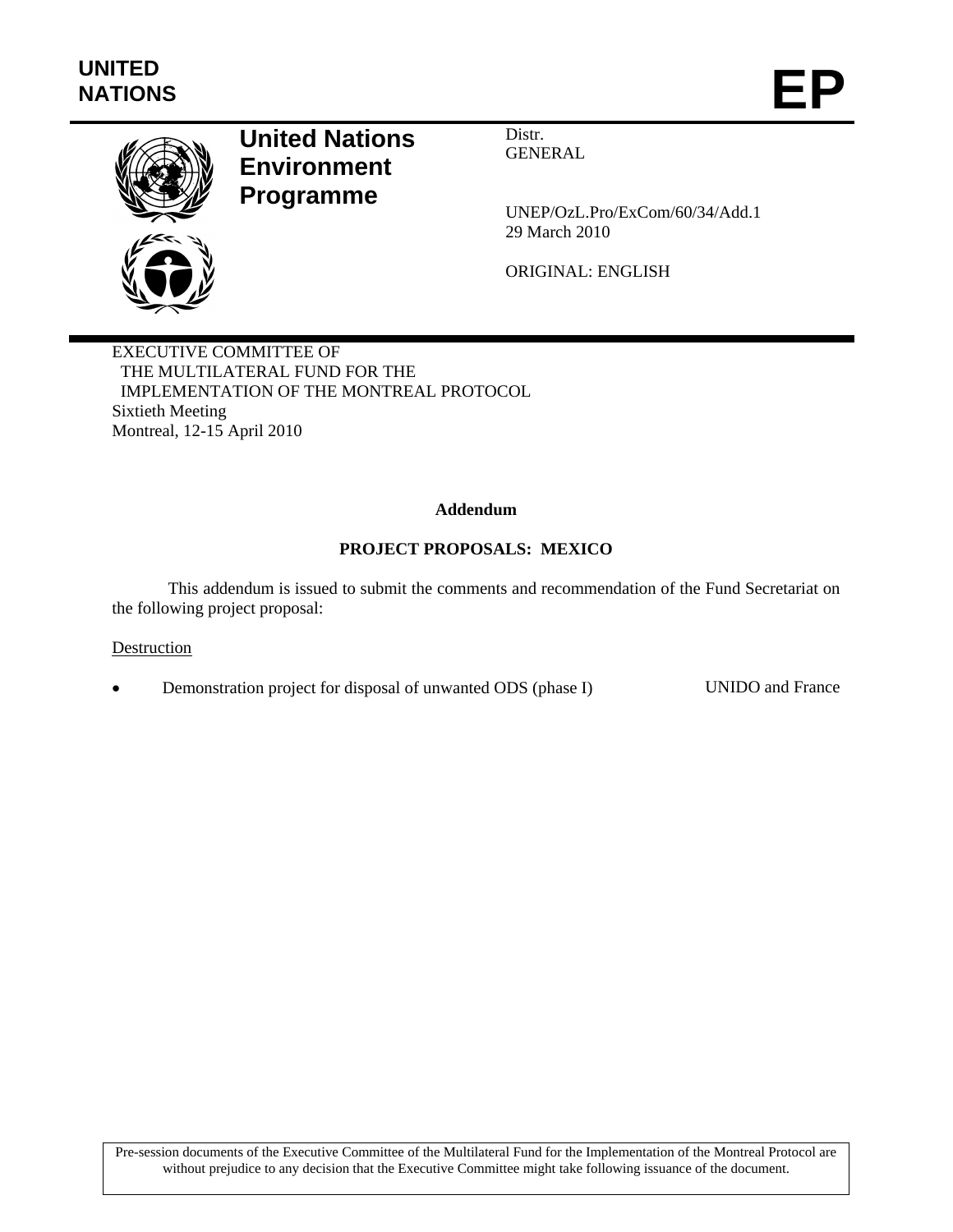**UNITED NATIONS**

# EP

**United Nations Environment Programme**

Distr.
GENERAL

UNEP/OzL.Pro/ExCom/60/34/Add.1
29 March 2010

ORIGINAL: ENGLISH

EXECUTIVE COMMITTEE OF
THE MULTILATERAL FUND FOR THE
IMPLEMENTATION OF THE MONTREAL PROTOCOL
Sixtieth Meeting
Montreal, 12-15 April 2010

**Addendum**

**PROJECT PROPOSALS: MEXICO**

This addendum is issued to submit the comments and recommendation of the Fund Secretariat on the following project proposal:

Destruction

- Demonstration project for disposal of unwanted ODS (phase I) UNIDO and France

Pre-session documents of the Executive Committee of the Multilateral Fund for the Implementation of the Montreal Protocol are without prejudice to any decision that the Executive Committee might take following issuance of the document.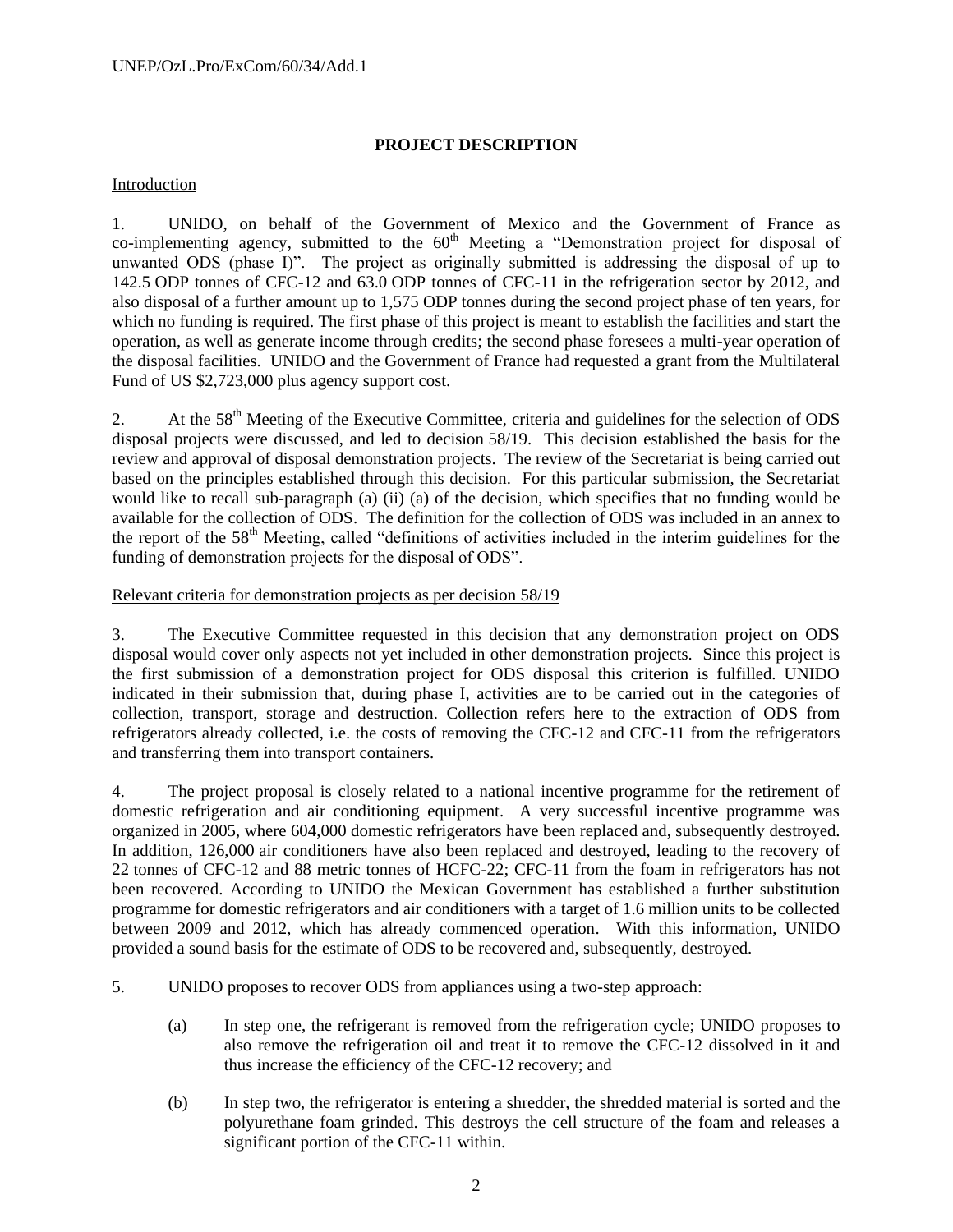## PROJECT DESCRIPTION

Introduction

1. UNIDO, on behalf of the Government of Mexico and the Government of France as co-implementing agency, submitted to the 60th Meeting a "Demonstration project for disposal of unwanted ODS (phase I)". The project as originally submitted is addressing the disposal of up to 142.5 ODP tonnes of CFC-12 and 63.0 ODP tonnes of CFC-11 in the refrigeration sector by 2012, and also disposal of a further amount up to 1,575 ODP tonnes during the second project phase of ten years, for which no funding is required. The first phase of this project is meant to establish the facilities and start the operation, as well as generate income through credits; the second phase foresees a multi-year operation of the disposal facilities. UNIDO and the Government of France had requested a grant from the Multilateral Fund of US $2,723,000 plus agency support cost.

2. At the 58th Meeting of the Executive Committee, criteria and guidelines for the selection of ODS disposal projects were discussed, and led to decision 58/19. This decision established the basis for the review and approval of disposal demonstration projects. The review of the Secretariat is being carried out based on the principles established through this decision. For this particular submission, the Secretariat would like to recall sub-paragraph (a) (ii) (a) of the decision, which specifies that no funding would be available for the collection of ODS. The definition for the collection of ODS was included in an annex to the report of the 58th Meeting, called "definitions of activities included in the interim guidelines for the funding of demonstration projects for the disposal of ODS".

Relevant criteria for demonstration projects as per decision 58/19

3. The Executive Committee requested in this decision that any demonstration project on ODS disposal would cover only aspects not yet included in other demonstration projects. Since this project is the first submission of a demonstration project for ODS disposal this criterion is fulfilled. UNIDO indicated in their submission that, during phase I, activities are to be carried out in the categories of collection, transport, storage and destruction. Collection refers here to the extraction of ODS from refrigerators already collected, i.e. the costs of removing the CFC-12 and CFC-11 from the refrigerators and transferring them into transport containers.

4. The project proposal is closely related to a national incentive programme for the retirement of domestic refrigeration and air conditioning equipment. A very successful incentive programme was organized in 2005, where 604,000 domestic refrigerators have been replaced and, subsequently destroyed. In addition, 126,000 air conditioners have also been replaced and destroyed, leading to the recovery of 22 tonnes of CFC-12 and 88 metric tonnes of HCFC-22; CFC-11 from the foam in refrigerators has not been recovered. According to UNIDO the Mexican Government has established a further substitution programme for domestic refrigerators and air conditioners with a target of 1.6 million units to be collected between 2009 and 2012, which has already commenced operation. With this information, UNIDO provided a sound basis for the estimate of ODS to be recovered and, subsequently, destroyed.

5. UNIDO proposes to recover ODS from appliances using a two-step approach:

   (a) In step one, the refrigerant is removed from the refrigeration cycle; UNIDO proposes to also remove the refrigeration oil and treat it to remove the CFC-12 dissolved in it and thus increase the efficiency of the CFC-12 recovery; and

   (b) In step two, the refrigerator is entering a shredder, the shredded material is sorted and the polyurethane foam grinded. This destroys the cell structure of the foam and releases a significant portion of the CFC-11 within.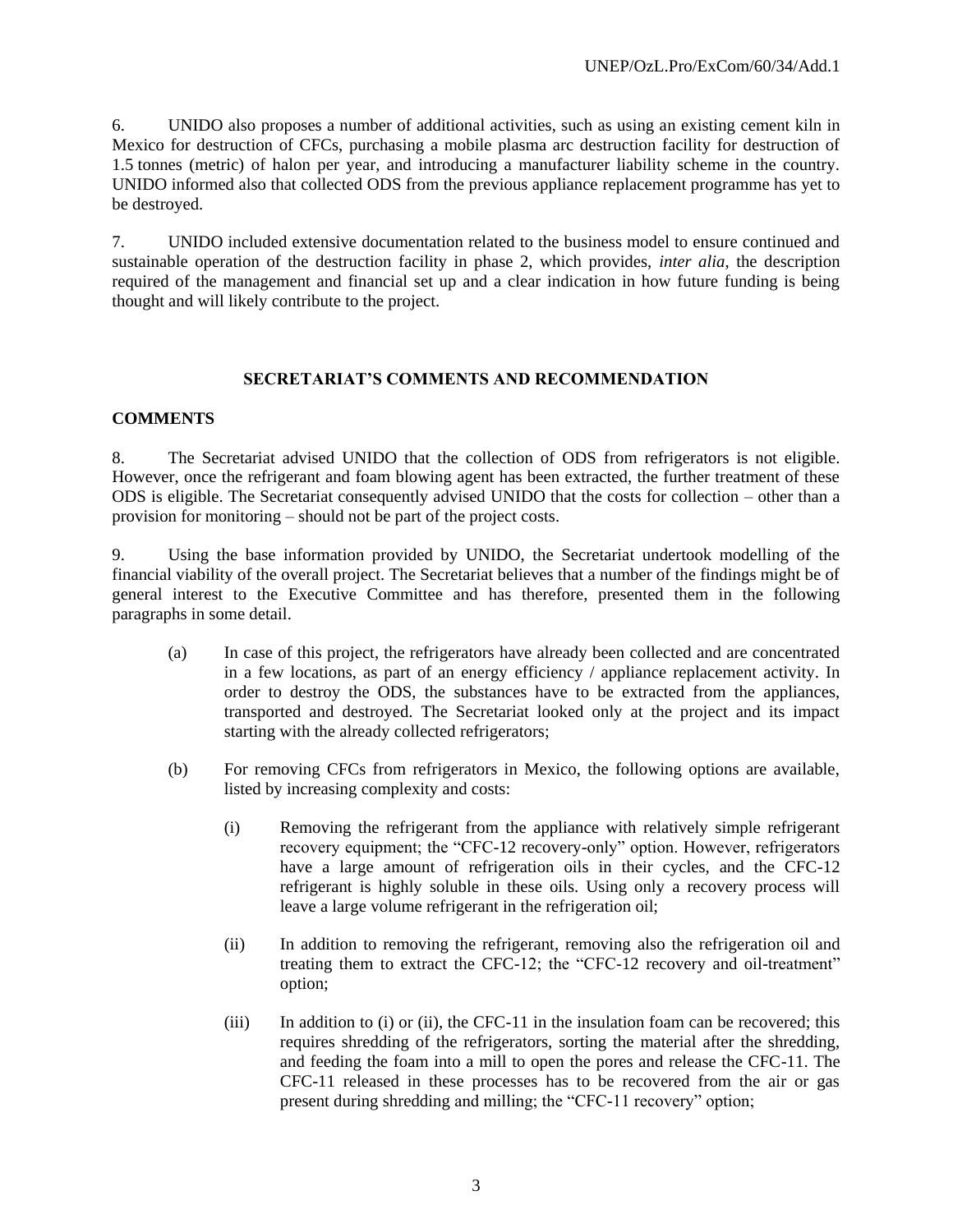6. UNIDO also proposes a number of additional activities, such as using an existing cement kiln in Mexico for destruction of CFCs, purchasing a mobile plasma arc destruction facility for destruction of 1.5 tonnes (metric) of halon per year, and introducing a manufacturer liability scheme in the country. UNIDO informed also that collected ODS from the previous appliance replacement programme has yet to be destroyed.

7. UNIDO included extensive documentation related to the business model to ensure continued and sustainable operation of the destruction facility in phase 2, which provides, *inter alia*, the description required of the management and financial set up and a clear indication in how future funding is being thought and will likely contribute to the project.

## SECRETARIAT'S COMMENTS AND RECOMMENDATION

### COMMENTS

8. The Secretariat advised UNIDO that the collection of ODS from refrigerators is not eligible. However, once the refrigerant and foam blowing agent has been extracted, the further treatment of these ODS is eligible. The Secretariat consequently advised UNIDO that the costs for collection – other than a provision for monitoring – should not be part of the project costs.

9. Using the base information provided by UNIDO, the Secretariat undertook modelling of the financial viability of the overall project. The Secretariat believes that a number of the findings might be of general interest to the Executive Committee and has therefore, presented them in the following paragraphs in some detail.

(a) In case of this project, the refrigerators have already been collected and are concentrated in a few locations, as part of an energy efficiency / appliance replacement activity. In order to destroy the ODS, the substances have to be extracted from the appliances, transported and destroyed. The Secretariat looked only at the project and its impact starting with the already collected refrigerators;

(b) For removing CFCs from refrigerators in Mexico, the following options are available, listed by increasing complexity and costs:

(i) Removing the refrigerant from the appliance with relatively simple refrigerant recovery equipment; the "CFC-12 recovery-only" option. However, refrigerators have a large amount of refrigeration oils in their cycles, and the CFC-12 refrigerant is highly soluble in these oils. Using only a recovery process will leave a large volume refrigerant in the refrigeration oil;

(ii) In addition to removing the refrigerant, removing also the refrigeration oil and treating them to extract the CFC-12; the "CFC-12 recovery and oil-treatment" option;

(iii) In addition to (i) or (ii), the CFC-11 in the insulation foam can be recovered; this requires shredding of the refrigerators, sorting the material after the shredding, and feeding the foam into a mill to open the pores and release the CFC-11. The CFC-11 released in these processes has to be recovered from the air or gas present during shredding and milling; the "CFC-11 recovery" option;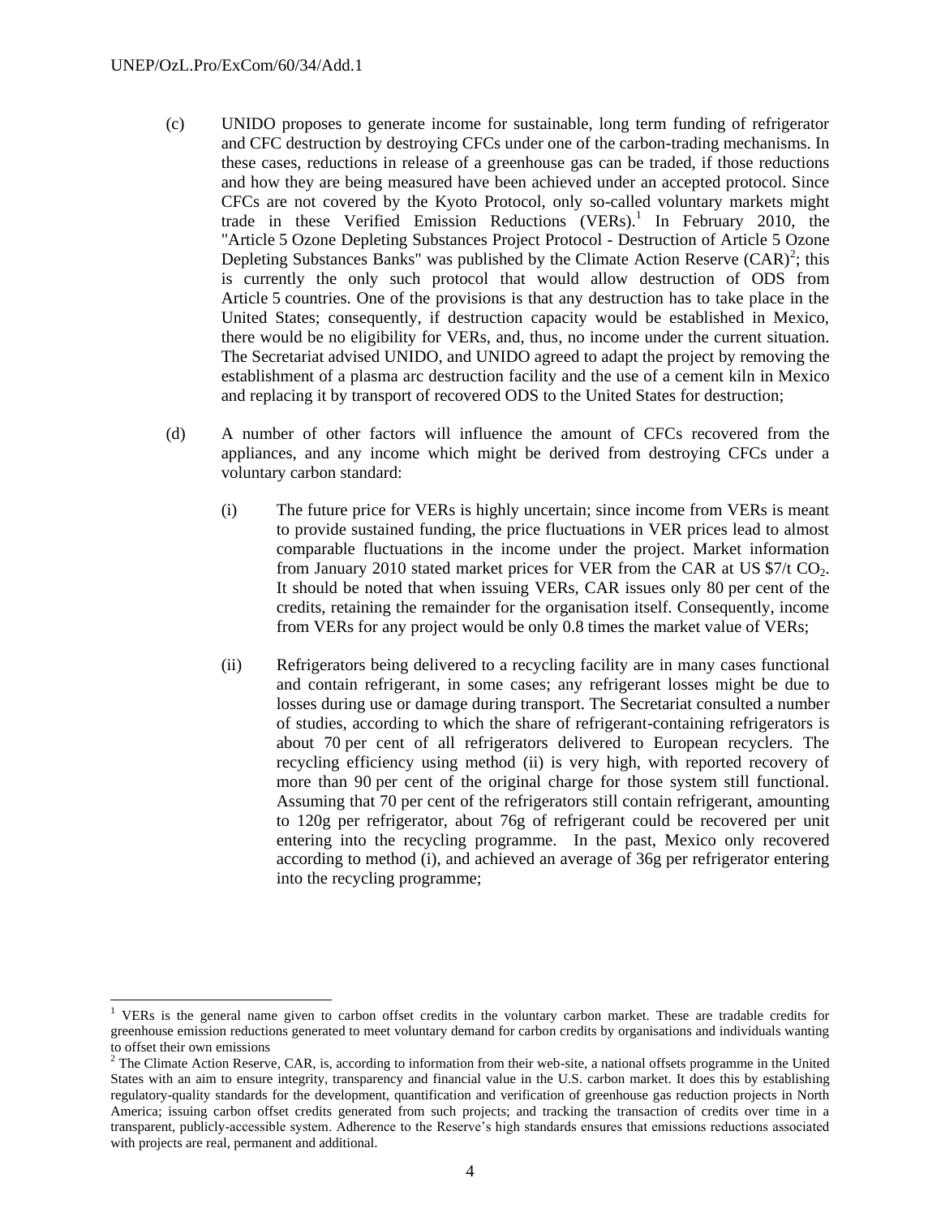(c) UNIDO proposes to generate income for sustainable, long term funding of refrigerator and CFC destruction by destroying CFCs under one of the carbon-trading mechanisms. In these cases, reductions in release of a greenhouse gas can be traded, if those reductions and how they are being measured have been achieved under an accepted protocol. Since CFCs are not covered by the Kyoto Protocol, only so-called voluntary markets might trade in these Verified Emission Reductions (VERs).[1] In February 2010, the "Article 5 Ozone Depleting Substances Project Protocol - Destruction of Article 5 Ozone Depleting Substances Banks" was published by the Climate Action Reserve (CAR)[2]; this is currently the only such protocol that would allow destruction of ODS from Article 5 countries. One of the provisions is that any destruction has to take place in the United States; consequently, if destruction capacity would be established in Mexico, there would be no eligibility for VERs, and, thus, no income under the current situation. The Secretariat advised UNIDO, and UNIDO agreed to adapt the project by removing the establishment of a plasma arc destruction facility and the use of a cement kiln in Mexico and replacing it by transport of recovered ODS to the United States for destruction;

(d) A number of other factors will influence the amount of CFCs recovered from the appliances, and any income which might be derived from destroying CFCs under a voluntary carbon standard:

(i) The future price for VERs is highly uncertain; since income from VERs is meant to provide sustained funding, the price fluctuations in VER prices lead to almost comparable fluctuations in the income under the project. Market information from January 2010 stated market prices for VER from the CAR at US \$7/t $CO_2$. It should be noted that when issuing VERs, CAR issues only 80 per cent of the credits, retaining the remainder for the organisation itself. Consequently, income from VERs for any project would be only 0.8 times the market value of VERs;

(ii) Refrigerators being delivered to a recycling facility are in many cases functional and contain refrigerant, in some cases; any refrigerant losses might be due to losses during use or damage during transport. The Secretariat consulted a number of studies, according to which the share of refrigerant-containing refrigerators is about 70 per cent of all refrigerators delivered to European recyclers. The recycling efficiency using method (ii) is very high, with reported recovery of more than 90 per cent of the original charge for those system still functional. Assuming that 70 per cent of the refrigerators still contain refrigerant, amounting to 120g per refrigerator, about 76g of refrigerant could be recovered per unit entering into the recycling programme. In the past, Mexico only recovered according to method (i), and achieved an average of 36g per refrigerator entering into the recycling programme;

---

[1] VERs is the general name given to carbon offset credits in the voluntary carbon market. These are tradable credits for greenhouse emission reductions generated to meet voluntary demand for carbon credits by organisations and individuals wanting to offset their own emissions

[2] The Climate Action Reserve, CAR, is, according to information from their web-site, a national offsets programme in the United States with an aim to ensure integrity, transparency and financial value in the U.S. carbon market. It does this by establishing regulatory-quality standards for the development, quantification and verification of greenhouse gas reduction projects in North America; issuing carbon offset credits generated from such projects; and tracking the transaction of credits over time in a transparent, publicly-accessible system. Adherence to the Reserve's high standards ensures that emissions reductions associated with projects are real, permanent and additional.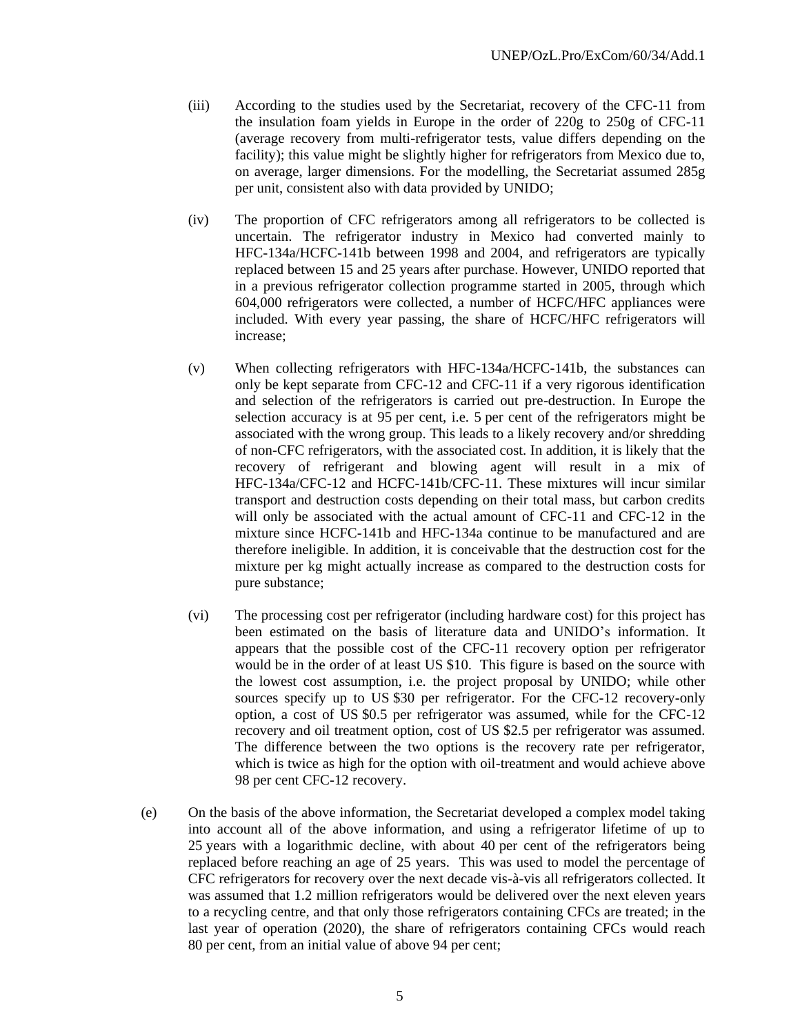(iii) According to the studies used by the Secretariat, recovery of the CFC-11 from the insulation foam yields in Europe in the order of 220g to 250g of CFC-11 (average recovery from multi-refrigerator tests, value differs depending on the facility); this value might be slightly higher for refrigerators from Mexico due to, on average, larger dimensions. For the modelling, the Secretariat assumed 285g per unit, consistent also with data provided by UNIDO;

(iv) The proportion of CFC refrigerators among all refrigerators to be collected is uncertain. The refrigerator industry in Mexico had converted mainly to HFC-134a/HCFC-141b between 1998 and 2004, and refrigerators are typically replaced between 15 and 25 years after purchase. However, UNIDO reported that in a previous refrigerator collection programme started in 2005, through which 604,000 refrigerators were collected, a number of HCFC/HFC appliances were included. With every year passing, the share of HCFC/HFC refrigerators will increase;

(v) When collecting refrigerators with HFC-134a/HCFC-141b, the substances can only be kept separate from CFC-12 and CFC-11 if a very rigorous identification and selection of the refrigerators is carried out pre-destruction. In Europe the selection accuracy is at 95 per cent, i.e. 5 per cent of the refrigerators might be associated with the wrong group. This leads to a likely recovery and/or shredding of non-CFC refrigerators, with the associated cost. In addition, it is likely that the recovery of refrigerant and blowing agent will result in a mix of HFC-134a/CFC-12 and HCFC-141b/CFC-11. These mixtures will incur similar transport and destruction costs depending on their total mass, but carbon credits will only be associated with the actual amount of CFC-11 and CFC-12 in the mixture since HCFC-141b and HFC-134a continue to be manufactured and are therefore ineligible. In addition, it is conceivable that the destruction cost for the mixture per kg might actually increase as compared to the destruction costs for pure substance;

(vi) The processing cost per refrigerator (including hardware cost) for this project has been estimated on the basis of literature data and UNIDO's information. It appears that the possible cost of the CFC-11 recovery option per refrigerator would be in the order of at least US $10. This figure is based on the source with the lowest cost assumption, i.e. the project proposal by UNIDO; while other sources specify up to US $30 per refrigerator. For the CFC-12 recovery-only option, a cost of US $0.5 per refrigerator was assumed, while for the CFC-12 recovery and oil treatment option, cost of US $2.5 per refrigerator was assumed. The difference between the two options is the recovery rate per refrigerator, which is twice as high for the option with oil-treatment and would achieve above 98 per cent CFC-12 recovery.

(e) On the basis of the above information, the Secretariat developed a complex model taking into account all of the above information, and using a refrigerator lifetime of up to 25 years with a logarithmic decline, with about 40 per cent of the refrigerators being replaced before reaching an age of 25 years. This was used to model the percentage of CFC refrigerators for recovery over the next decade vis-à-vis all refrigerators collected. It was assumed that 1.2 million refrigerators would be delivered over the next eleven years to a recycling centre, and that only those refrigerators containing CFCs are treated; in the last year of operation (2020), the share of refrigerators containing CFCs would reach 80 per cent, from an initial value of above 94 per cent;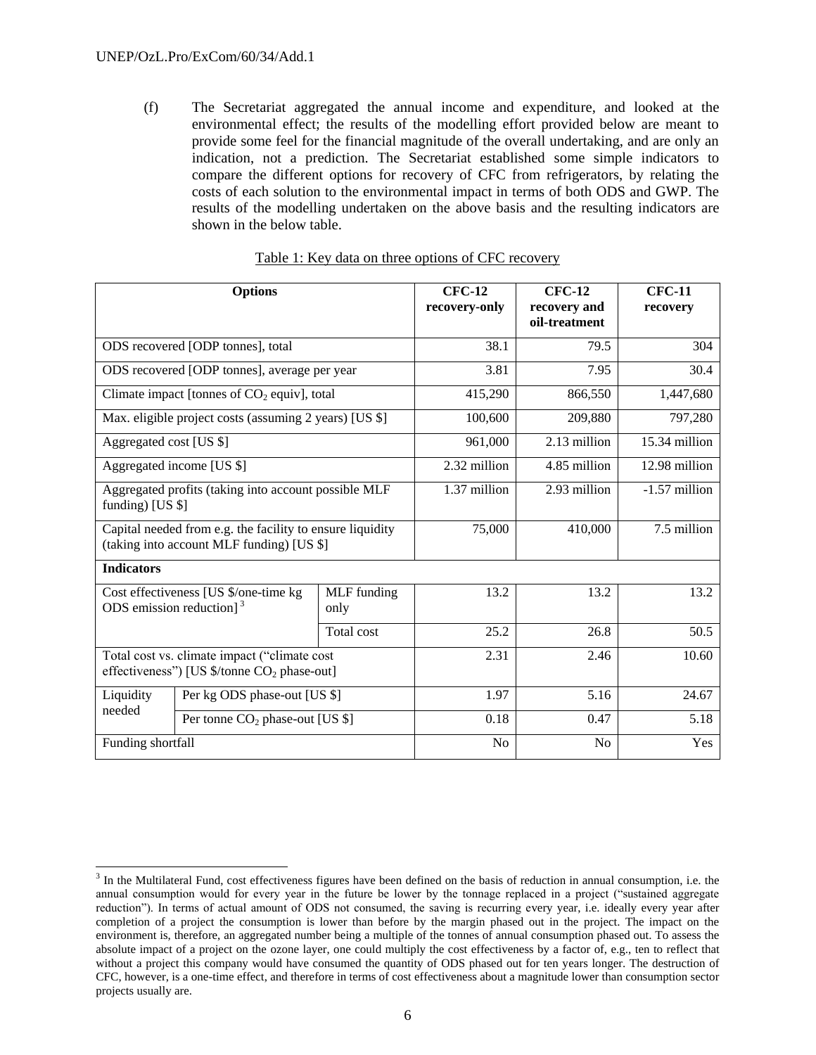(f) The Secretariat aggregated the annual income and expenditure, and looked at the environmental effect; the results of the modelling effort provided below are meant to provide some feel for the financial magnitude of the overall undertaking, and are only an indication, not a prediction. The Secretariat established some simple indicators to compare the different options for recovery of CFC from refrigerators, by relating the costs of each solution to the environmental impact in terms of both ODS and GWP. The results of the modelling undertaken on the above basis and the resulting indicators are shown in the below table.

Table 1: Key data on three options of CFC recovery

| Options | | | CFC-12 recovery-only | CFC-12 recovery and oil-treatment | CFC-11 recovery |
|---|---|---|---|---|---|
| ODS recovered [ODP tonnes], total | | | 38.1 | 79.5 | 304 |
| ODS recovered [ODP tonnes], average per year | | | 3.81 | 7.95 | 30.4 |
| Climate impact [tonnes of $CO_2$ equiv], total | | | 415,290 | 866,550 | 1,447,680 |
| Max. eligible project costs (assuming 2 years) [US $] | | | 100,600 | 209,880 | 797,280 |
| Aggregated cost [US $] | | | 961,000 | 2.13 million | 15.34 million |
| Aggregated income [US $] | | | 2.32 million | 4.85 million | 12.98 million |
| Aggregated profits (taking into account possible MLF funding) [US $] | | | 1.37 million | 2.93 million | -1.57 million |
| Capital needed from e.g. the facility to ensure liquidity (taking into account MLF funding) [US $] | | | 75,000 | 410,000 | 7.5 million |
| **Indicators** | | | | | |
| Cost effectiveness [US $/one-time kg ODS emission reduction] [3] | | MLF funding only | 13.2 | 13.2 | 13.2 |
| | | Total cost | 25.2 | 26.8 | 50.5 |
| Total cost vs. climate impact ("climate cost effectiveness") [US $/tonne $CO_2$ phase-out] | | | 2.31 | 2.46 | 10.60 |
| Liquidity needed | Per kg ODS phase-out [US $] | | 1.97 | 5.16 | 24.67 |
| | Per tonne $CO_2$ phase-out [US $] | | 0.18 | 0.47 | 5.18 |
| Funding shortfall | | | No | No | Yes |

[3] In the Multilateral Fund, cost effectiveness figures have been defined on the basis of reduction in annual consumption, i.e. the annual consumption would for every year in the future be lower by the tonnage replaced in a project ("sustained aggregate reduction"). In terms of actual amount of ODS not consumed, the saving is recurring every year, i.e. ideally every year after completion of a project the consumption is lower than before by the margin phased out in the project. The impact on the environment is, therefore, an aggregated number being a multiple of the tonnes of annual consumption phased out. To assess the absolute impact of a project on the ozone layer, one could multiply the cost effectiveness by a factor of, e.g., ten to reflect that without a project this company would have consumed the quantity of ODS phased out for ten years longer. The destruction of CFC, however, is a one-time effect, and therefore in terms of cost effectiveness about a magnitude lower than consumption sector projects usually are.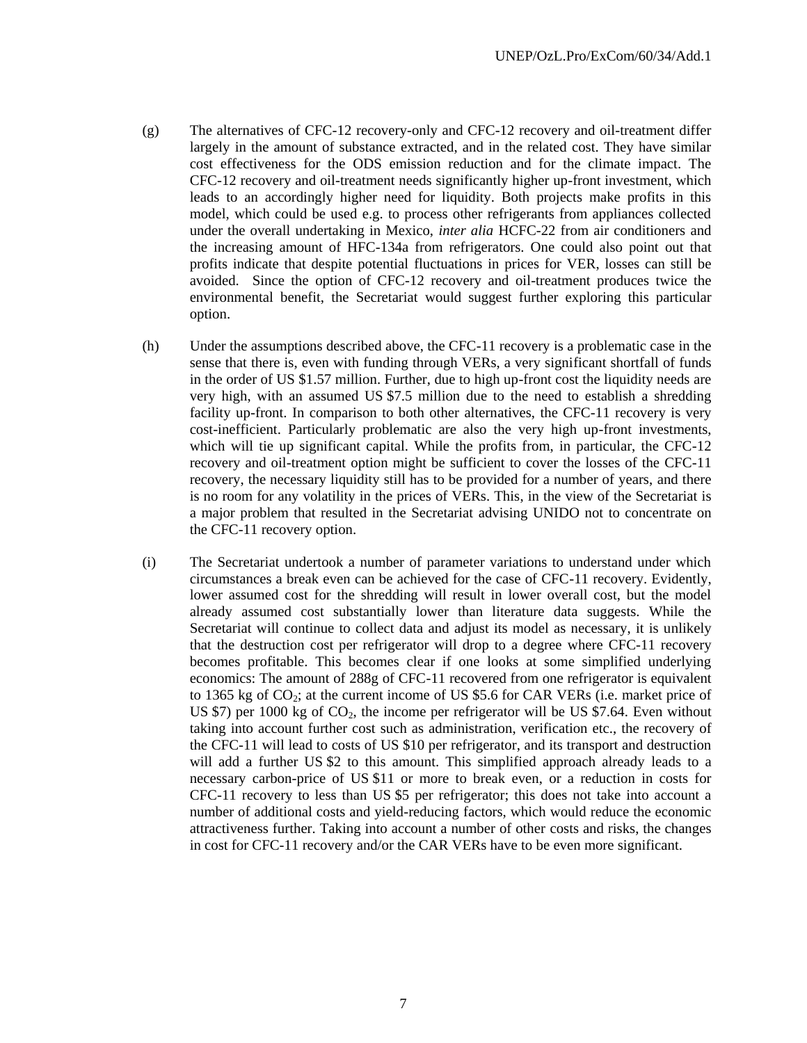(g) The alternatives of CFC-12 recovery-only and CFC-12 recovery and oil-treatment differ largely in the amount of substance extracted, and in the related cost. They have similar cost effectiveness for the ODS emission reduction and for the climate impact. The CFC-12 recovery and oil-treatment needs significantly higher up-front investment, which leads to an accordingly higher need for liquidity. Both projects make profits in this model, which could be used e.g. to process other refrigerants from appliances collected under the overall undertaking in Mexico, *inter alia* HCFC-22 from air conditioners and the increasing amount of HFC-134a from refrigerators. One could also point out that profits indicate that despite potential fluctuations in prices for VER, losses can still be avoided. Since the option of CFC-12 recovery and oil-treatment produces twice the environmental benefit, the Secretariat would suggest further exploring this particular option.

(h) Under the assumptions described above, the CFC-11 recovery is a problematic case in the sense that there is, even with funding through VERs, a very significant shortfall of funds in the order of US $1.57 million. Further, due to high up-front cost the liquidity needs are very high, with an assumed US $7.5 million due to the need to establish a shredding facility up-front. In comparison to both other alternatives, the CFC-11 recovery is very cost-inefficient. Particularly problematic are also the very high up-front investments, which will tie up significant capital. While the profits from, in particular, the CFC-12 recovery and oil-treatment option might be sufficient to cover the losses of the CFC-11 recovery, the necessary liquidity still has to be provided for a number of years, and there is no room for any volatility in the prices of VERs. This, in the view of the Secretariat is a major problem that resulted in the Secretariat advising UNIDO not to concentrate on the CFC-11 recovery option.

(i) The Secretariat undertook a number of parameter variations to understand under which circumstances a break even can be achieved for the case of CFC-11 recovery. Evidently, lower assumed cost for the shredding will result in lower overall cost, but the model already assumed cost substantially lower than literature data suggests. While the Secretariat will continue to collect data and adjust its model as necessary, it is unlikely that the destruction cost per refrigerator will drop to a degree where CFC-11 recovery becomes profitable. This becomes clear if one looks at some simplified underlying economics: The amount of 288g of CFC-11 recovered from one refrigerator is equivalent to 1365 kg of $CO_2$; at the current income of US $5.6 for CAR VERs (i.e. market price of US $7) per 1000 kg of $CO_2$, the income per refrigerator will be US $7.64. Even without taking into account further cost such as administration, verification etc., the recovery of the CFC-11 will lead to costs of US $10 per refrigerator, and its transport and destruction will add a further US $2 to this amount. This simplified approach already leads to a necessary carbon-price of US $11 or more to break even, or a reduction in costs for CFC-11 recovery to less than US $5 per refrigerator; this does not take into account a number of additional costs and yield-reducing factors, which would reduce the economic attractiveness further. Taking into account a number of other costs and risks, the changes in cost for CFC-11 recovery and/or the CAR VERs have to be even more significant.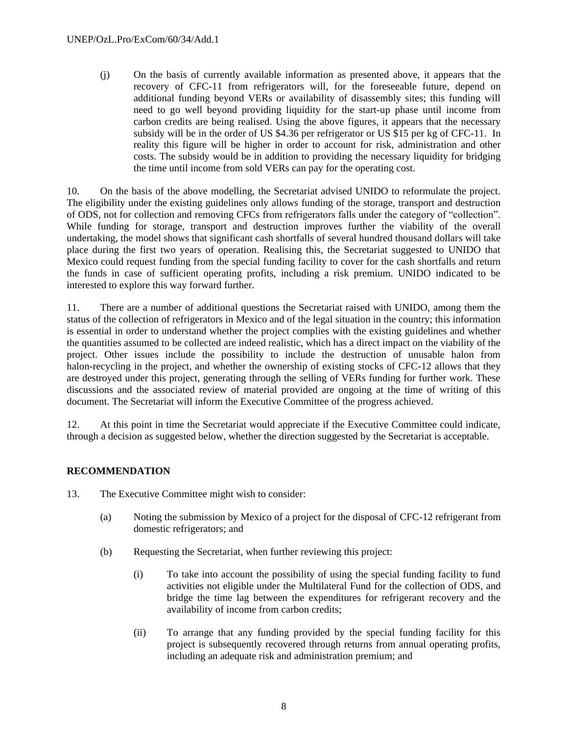(j) On the basis of currently available information as presented above, it appears that the recovery of CFC-11 from refrigerators will, for the foreseeable future, depend on additional funding beyond VERs or availability of disassembly sites; this funding will need to go well beyond providing liquidity for the start-up phase until income from carbon credits are being realised. Using the above figures, it appears that the necessary subsidy will be in the order of US $4.36 per refrigerator or US $15 per kg of CFC-11. In reality this figure will be higher in order to account for risk, administration and other costs. The subsidy would be in addition to providing the necessary liquidity for bridging the time until income from sold VERs can pay for the operating cost.

10. On the basis of the above modelling, the Secretariat advised UNIDO to reformulate the project. The eligibility under the existing guidelines only allows funding of the storage, transport and destruction of ODS, not for collection and removing CFCs from refrigerators falls under the category of "collection". While funding for storage, transport and destruction improves further the viability of the overall undertaking, the model shows that significant cash shortfalls of several hundred thousand dollars will take place during the first two years of operation. Realising this, the Secretariat suggested to UNIDO that Mexico could request funding from the special funding facility to cover for the cash shortfalls and return the funds in case of sufficient operating profits, including a risk premium. UNIDO indicated to be interested to explore this way forward further.

11. There are a number of additional questions the Secretariat raised with UNIDO, among them the status of the collection of refrigerators in Mexico and of the legal situation in the country; this information is essential in order to understand whether the project complies with the existing guidelines and whether the quantities assumed to be collected are indeed realistic, which has a direct impact on the viability of the project. Other issues include the possibility to include the destruction of unusable halon from halon-recycling in the project, and whether the ownership of existing stocks of CFC-12 allows that they are destroyed under this project, generating through the selling of VERs funding for further work. These discussions and the associated review of material provided are ongoing at the time of writing of this document. The Secretariat will inform the Executive Committee of the progress achieved.

12. At this point in time the Secretariat would appreciate if the Executive Committee could indicate, through a decision as suggested below, whether the direction suggested by the Secretariat is acceptable.

## RECOMMENDATION

13. The Executive Committee might wish to consider:

(a) Noting the submission by Mexico of a project for the disposal of CFC-12 refrigerant from domestic refrigerators; and

(b) Requesting the Secretariat, when further reviewing this project:

(i) To take into account the possibility of using the special funding facility to fund activities not eligible under the Multilateral Fund for the collection of ODS, and bridge the time lag between the expenditures for refrigerant recovery and the availability of income from carbon credits;

(ii) To arrange that any funding provided by the special funding facility for this project is subsequently recovered through returns from annual operating profits, including an adequate risk and administration premium; and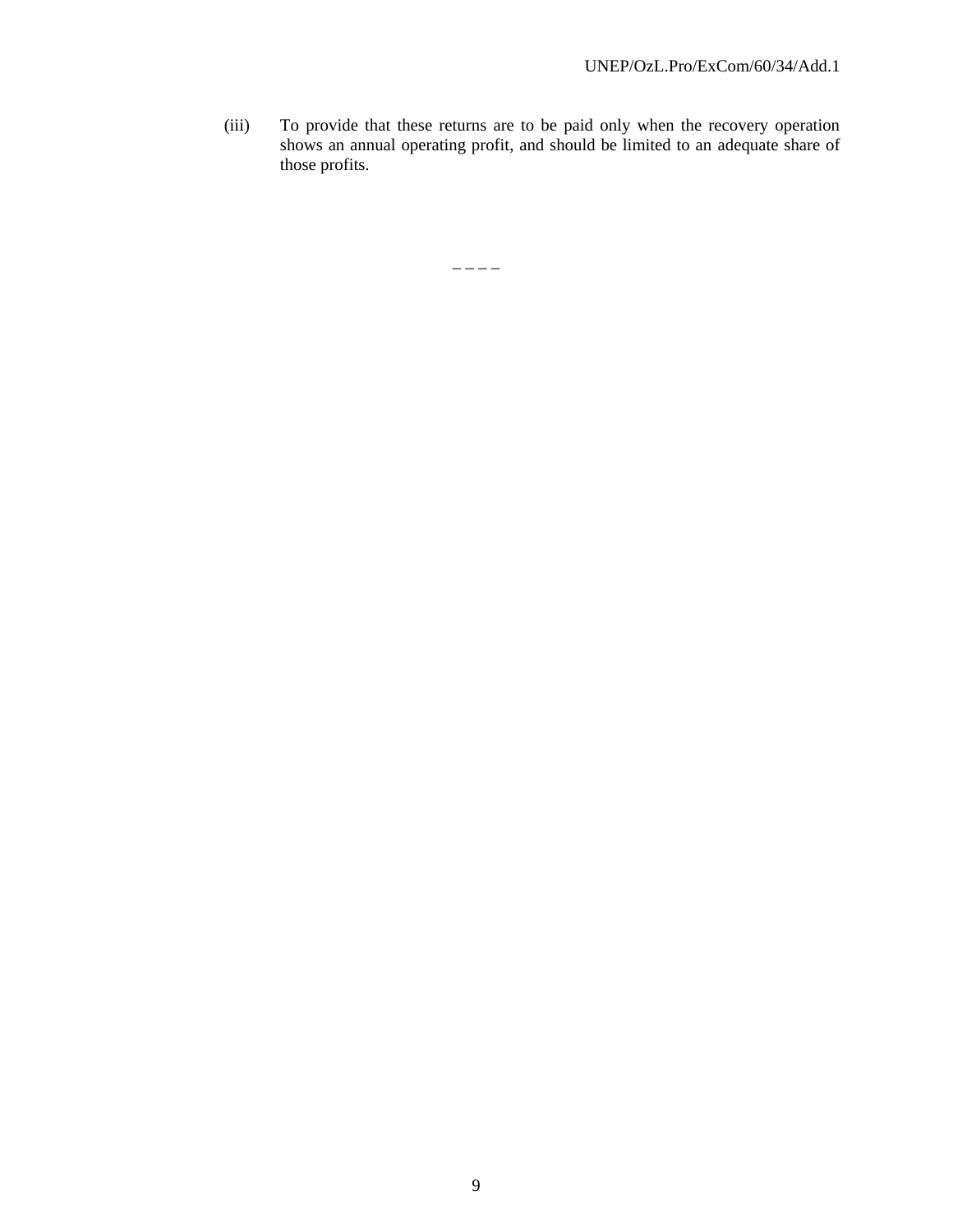(iii) To provide that these returns are to be paid only when the recovery operation shows an annual operating profit, and should be limited to an adequate share of those profits.

– – – –